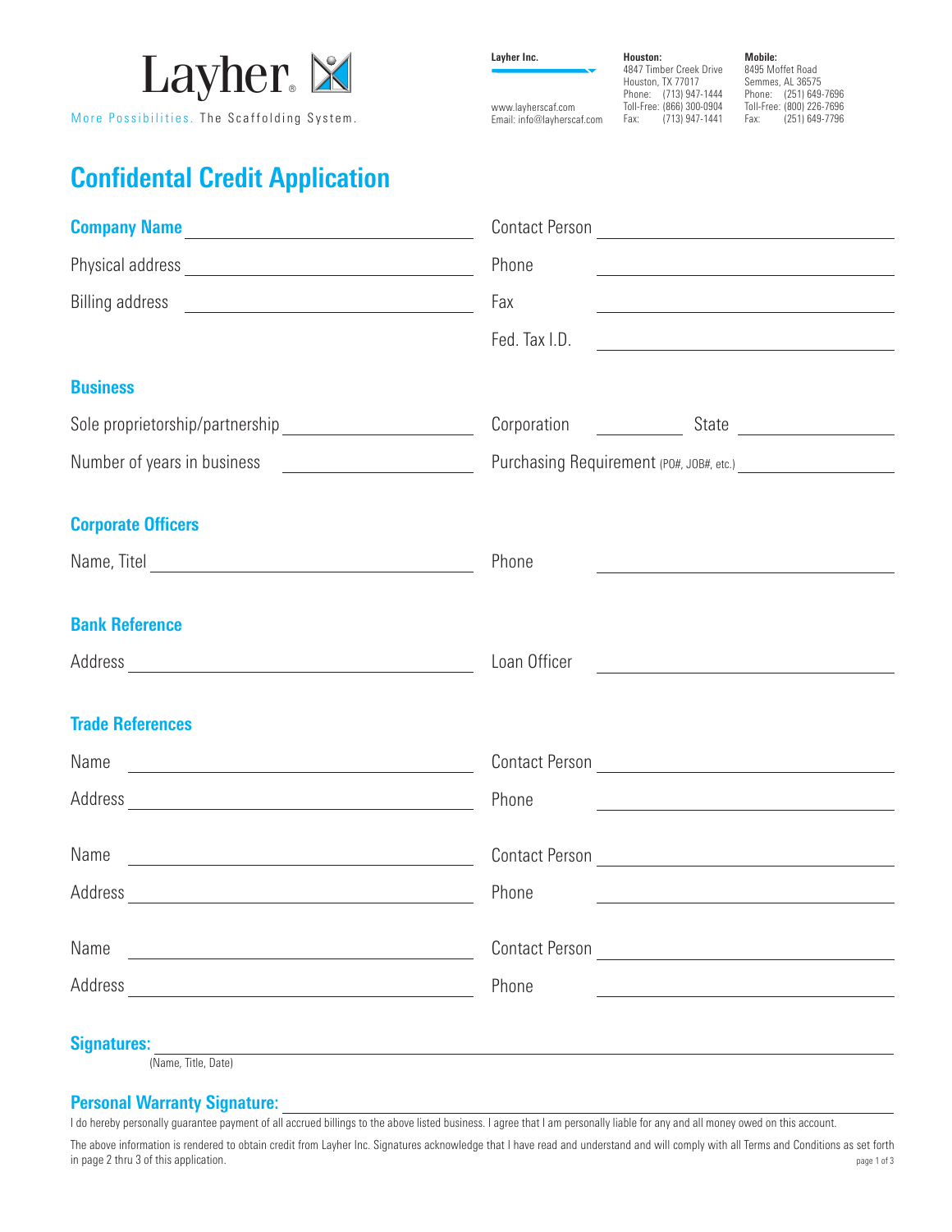Layher

More Possibilities. The Scaffolding System.

**Layher Inc.**
www.layherscaf.com
Email: info@layherscaf.com

**Houston:**
4847 Timber Creek Drive
Houston, TX 77017
Phone: (713) 947-1444
Toll-Free: (866) 300-0904
Fax: (713) 947-1441

**Mobile:**
8495 Moffet Road
Semmes, AL 36575
Phone: (251) 649-7696
Toll-Free: (800) 226-7696
Fax: (251) 649-7796

# Confidental Credit Application

**Company Name** ____________________ Contact Person ____________________

Physical address ____________________ Phone ____________________

Billing address ____________________ Fax ____________________

Fed. Tax I.D. ____________________

## Business

Sole proprietorship/partnership ____________________ Corporation __________ State __________

Number of years in business ____________________ Purchasing Requirement (PO#, JOB#, etc.) ____________________

## Corporate Officers

Name, Titel ____________________ Phone ____________________

## Bank Reference

Address ____________________ Loan Officer ____________________

## Trade References

Name ____________________ Contact Person ____________________

Address ____________________ Phone ____________________

Name ____________________ Contact Person ____________________

Address ____________________ Phone ____________________

Name ____________________ Contact Person ____________________

Address ____________________ Phone ____________________

**Signatures:** ________________________________________
(Name, Title, Date)

**Personal Warranty Signature:** ________________________________________

I do hereby personally guarantee payment of all accrued billings to the above listed business. I agree that I am personally liable for any and all money owed on this account.

The above information is rendered to obtain credit from Layher Inc. Signatures acknowledge that I have read and understand and will comply with all Terms and Conditions as set forth in page 2 thru 3 of this application.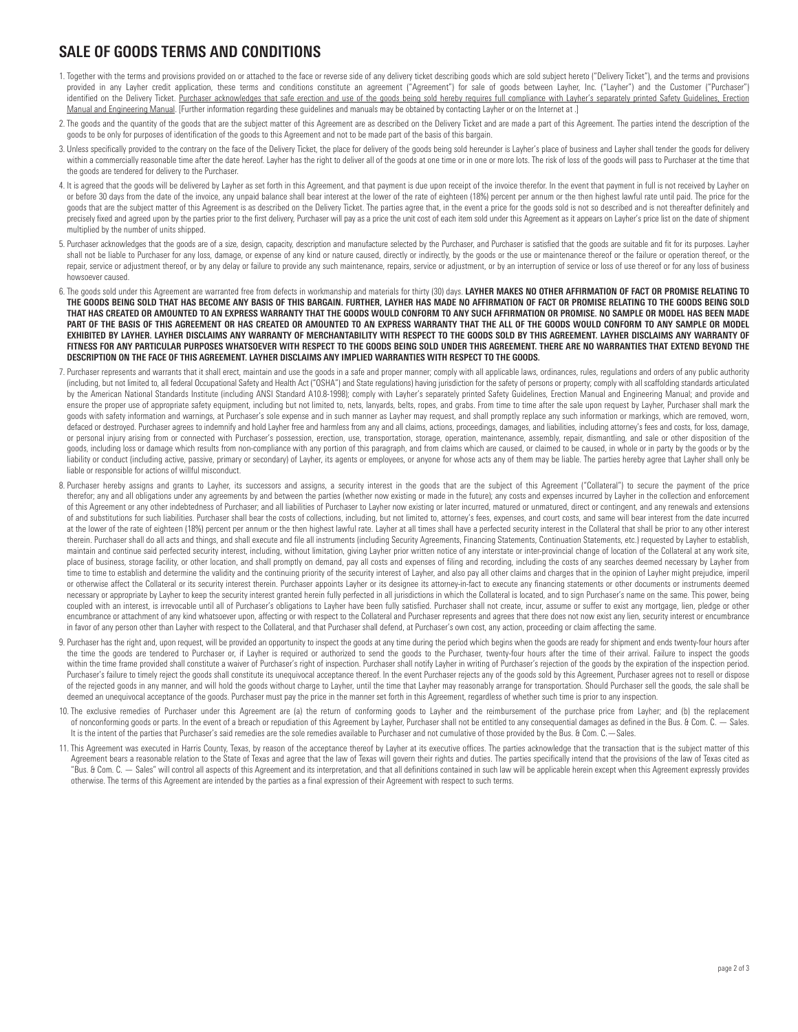# SALE OF GOODS TERMS AND CONDITIONS

1. Together with the terms and provisions provided on or attached to the face or reverse side of any delivery ticket describing goods which are sold subject hereto ("Delivery Ticket"), and the terms and provisions provided in any Layher credit application, these terms and conditions constitute an agreement ("Agreement") for sale of goods between Layher, Inc. ("Layher") and the Customer ("Purchaser") identified on the Delivery Ticket. Purchaser acknowledges that safe erection and use of the goods being sold hereby requires full compliance with Layher's separately printed Safety Guidelines, Erection Manual and Engineering Manual. [Further information regarding these guidelines and manuals may be obtained by contacting Layher or on the Internet at .]

2. The goods and the quantity of the goods that are the subject matter of this Agreement are as described on the Delivery Ticket and are made a part of this Agreement. The parties intend the description of the goods to be only for purposes of identification of the goods to this Agreement and not to be made part of the basis of this bargain.

3. Unless specifically provided to the contrary on the face of the Delivery Ticket, the place for delivery of the goods being sold hereunder is Layher's place of business and Layher shall tender the goods for delivery within a commercially reasonable time after the date hereof. Layher has the right to deliver all of the goods at one time or in one or more lots. The risk of loss of the goods will pass to Purchaser at the time that the goods are tendered for delivery to the Purchaser.

4. It is agreed that the goods will be delivered by Layher as set forth in this Agreement, and that payment is due upon receipt of the invoice therefor. In the event that payment in full is not received by Layher on or before 30 days from the date of the invoice, any unpaid balance shall bear interest at the lower of the rate of eighteen (18%) percent per annum or the then highest lawful rate until paid. The price for the goods that are the subject matter of this Agreement is as described on the Delivery Ticket. The parties agree that, in the event a price for the goods sold is not so described and is not thereafter definitely and precisely fixed and agreed upon by the parties prior to the first delivery, Purchaser will pay as a price the unit cost of each item sold under this Agreement as it appears on Layher's price list on the date of shipment multiplied by the number of units shipped.

5. Purchaser acknowledges that the goods are of a size, design, capacity, description and manufacture selected by the Purchaser, and Purchaser is satisfied that the goods are suitable and fit for its purposes. Layher shall not be liable to Purchaser for any loss, damage, or expense of any kind or nature caused, directly or indirectly, by the goods or the use or maintenance thereof or the failure or operation thereof, or the repair, service or adjustment thereof, or by any delay or failure to provide any such maintenance, repairs, service or adjustment, or by an interruption of service or loss of use thereof or for any loss of business howsoever caused.

6. The goods sold under this Agreement are warranted free from defects in workmanship and materials for thirty (30) days. **LAYHER MAKES NO OTHER AFFIRMATION OF FACT OR PROMISE RELATING TO THE GOODS BEING SOLD THAT HAS BECOME ANY BASIS OF THIS BARGAIN. FURTHER, LAYHER HAS MADE NO AFFIRMATION OF FACT OR PROMISE RELATING TO THE GOODS BEING SOLD THAT HAS CREATED OR AMOUNTED TO AN EXPRESS WARRANTY THAT THE GOODS WOULD CONFORM TO ANY SUCH AFFIRMATION OR PROMISE. NO SAMPLE OR MODEL HAS BEEN MADE PART OF THE BASIS OF THIS AGREEMENT OR HAS CREATED OR AMOUNTED TO AN EXPRESS WARRANTY THAT THE ALL OF THE GOODS WOULD CONFORM TO ANY SAMPLE OR MODEL EXHIBITED BY LAYHER. LAYHER DISCLAIMS ANY WARRANTY OF MERCHANTABILITY WITH RESPECT TO THE GOODS SOLD BY THIS AGREEMENT. LAYHER DISCLAIMS ANY WARRANTY OF FITNESS FOR ANY PARTICULAR PURPOSES WHATSOEVER WITH RESPECT TO THE GOODS BEING SOLD UNDER THIS AGREEMENT. THERE ARE NO WARRANTIES THAT EXTEND BEYOND THE DESCRIPTION ON THE FACE OF THIS AGREEMENT. LAYHER DISCLAIMS ANY IMPLIED WARRANTIES WITH RESPECT TO THE GOODS.**

7. Purchaser represents and warrants that it shall erect, maintain and use the goods in a safe and proper manner; comply with all applicable laws, ordinances, rules, regulations and orders of any public authority (including, but not limited to, all federal Occupational Safety and Health Act ("OSHA") and State regulations) having jurisdiction for the safety of persons or property; comply with all scaffolding standards articulated by the American National Standards Institute (including ANSI Standard A10.8-1998); comply with Layher's separately printed Safety Guidelines, Erection Manual and Engineering Manual; and provide and ensure the proper use of appropriate safety equipment, including but not limited to, nets, lanyards, belts, ropes, and grabs. From time to time after the sale upon request by Layher, Purchaser shall mark the goods with safety information and warnings, at Purchaser's sole expense and in such manner as Layher may request, and shall promptly replace any such information or markings, which are removed, worn, defaced or destroyed. Purchaser agrees to indemnify and hold Layher free and harmless from any and all claims, actions, proceedings, damages, and liabilities, including attorney's fees and costs, for loss, damage, or personal injury arising from or connected with Purchaser's possession, erection, use, transportation, storage, operation, maintenance, assembly, repair, dismantling, and sale or other disposition of the goods, including loss or damage which results from non-compliance with any portion of this paragraph, and from claims which are caused, or claimed to be caused, in whole or in party by the goods or by the liability or conduct (including active, passive, primary or secondary) of Layher, its agents or employees, or anyone for whose acts any of them may be liable. The parties hereby agree that Layher shall only be liable or responsible for actions of willful misconduct.

8. Purchaser hereby assigns and grants to Layher, its successors and assigns, a security interest in the goods that are the subject of this Agreement ("Collateral") to secure the payment of the price therefor; any and all obligations under any agreements by and between the parties (whether now existing or made in the future); any costs and expenses incurred by Layher in the collection and enforcement of this Agreement or any other indebtedness of Purchaser; and all liabilities of Purchaser to Layher now existing or later incurred, matured or unmatured, direct or contingent, and any renewals and extensions of and substitutions for such liabilities. Purchaser shall bear the costs of collections, including, but not limited to, attorney's fees, expenses, and court costs, and same will bear interest from the date incurred at the lower of the rate of eighteen (18%) percent per annum or the then highest lawful rate. Layher at all times shall have a perfected security interest in the Collateral that shall be prior to any other interest therein. Purchaser shall do all acts and things, and shall execute and file all instruments (including Security Agreements, Financing Statements, Continuation Statements, etc.) requested by Layher to establish, maintain and continue said perfected security interest, including, without limitation, giving Layher prior written notice of any interstate or inter-provincial change of location of the Collateral at any work site, place of business, storage facility, or other location, and shall promptly on demand, pay all costs and expenses of filing and recording, including the costs of any searches deemed necessary by Layher from time to time to establish and determine the validity and the continuing priority of the security interest of Layher, and also pay all other claims and charges that in the opinion of Layher might prejudice, imperil or otherwise affect the Collateral or its security interest therein. Purchaser appoints Layher or its designee its attorney-in-fact to execute any financing statements or other documents or instruments deemed necessary or appropriate by Layher to keep the security interest granted herein fully perfected in all jurisdictions in which the Collateral is located, and to sign Purchaser's name on the same. This power, being coupled with an interest, is irrevocable until all of Purchaser's obligations to Layher have been fully satisfied. Purchaser shall not create, incur, assume or suffer to exist any mortgage, lien, pledge or other encumbrance or attachment of any kind whatsoever upon, affecting or with respect to the Collateral and Purchaser represents and agrees that there does not now exist any lien, security interest or encumbrance in favor of any person other than Layher with respect to the Collateral, and that Purchaser shall defend, at Purchaser's own cost, any action, proceeding or claim affecting the same.

9. Purchaser has the right and, upon request, will be provided an opportunity to inspect the goods at any time during the period which begins when the goods are ready for shipment and ends twenty-four hours after the time the goods are tendered to Purchaser or, if Layher is required or authorized to send the goods to the Purchaser, twenty-four hours after the time of their arrival. Failure to inspect the goods within the time frame provided shall constitute a waiver of Purchaser's right of inspection. Purchaser shall notify Layher in writing of Purchaser's rejection of the goods by the expiration of the inspection period. Purchaser's failure to timely reject the goods shall constitute its unequivocal acceptance thereof. In the event Purchaser rejects any of the goods sold by this Agreement, Purchaser agrees not to resell or dispose of the rejected goods in any manner, and will hold the goods without charge to Layher, until the time that Layher may reasonably arrange for transportation. Should Purchaser sell the goods, the sale shall be deemed an unequivocal acceptance of the goods. Purchaser must pay the price in the manner set forth in this Agreement, regardless of whether such time is prior to any inspection.

10. The exclusive remedies of Purchaser under this Agreement are (a) the return of conforming goods to Layher and the reimbursement of the purchase price from Layher; and (b) the replacement of nonconforming goods or parts. In the event of a breach or repudiation of this Agreement by Layher, Purchaser shall not be entitled to any consequential damages as defined in the Bus. & Com. C. — Sales. It is the intent of the parties that Purchaser's said remedies are the sole remedies available to Purchaser and not cumulative of those provided by the Bus. & Com. C.—Sales.

11. This Agreement was executed in Harris County, Texas, by reason of the acceptance thereof by Layher at its executive offices. The parties acknowledge that the transaction that is the subject matter of this Agreement bears a reasonable relation to the State of Texas and agree that the law of Texas will govern their rights and duties. The parties specifically intend that the provisions of the law of Texas cited as "Bus. & Com. C. — Sales" will control all aspects of this Agreement and its interpretation, and that all definitions contained in such law will be applicable herein except when this Agreement expressly provides otherwise. The terms of this Agreement are intended by the parties as a final expression of their Agreement with respect to such terms.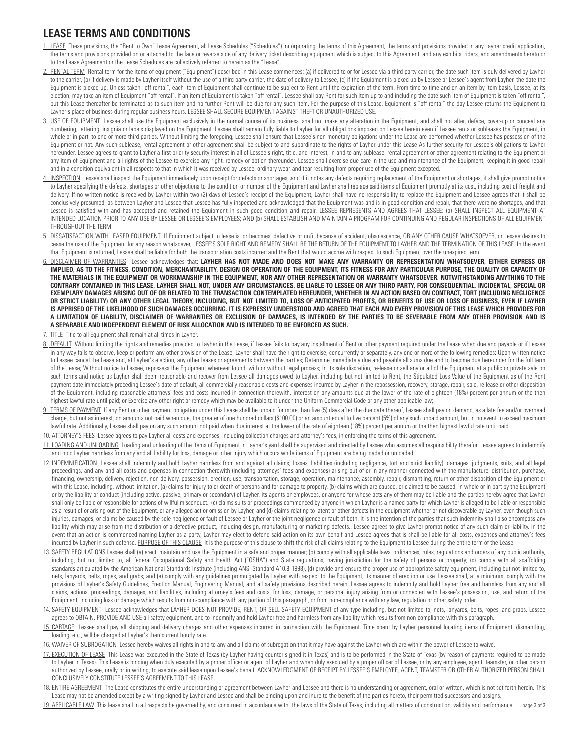# LEASE TERMS AND CONDITIONS

1. LEASE These provisions, the "Rent to Own" Lease Agreement, all Lease Schedules ("Schedules") incorporating the terms of this Agreement, the terms and provisions provided in any Layher credit application, the terms and provisions provided on or attached to the face or reverse side of any delivery ticket describing equipment which is subject to this Agreement, and any exhibits, riders, and amendments hereto or to the Lease Agreement or the Lease Schedules are collectively referred to herein as the "Lease".

2. RENTAL TERM Rental term for the items of equipment ("Equipment") described in this Lease commences: (a) if delivered to or for Lessee via a third party carrier, the date such item is duly delivered by Layher to the carrier, (b) if delivery is made by Layher itself without the use of a third party carrier, the date of delivery to Lessee, (c) if the Equipment is picked up by Lessee or Lessee's agent from Layher, the date the Equipment is picked up. Unless taken "off rental", each item of Equipment shall continue to be subject to Rent until the expiration of the term. From time to time and on an item by item basis, Lessee, at its election, may take an item of Equipment "off rental". If an item of Equipment is taken "off rental", Lessee shall pay Rent for such item up to and including the date such item of Equipment is taken "off rental", but this Lease thereafter be terminated as to such item and no further Rent will be due for any such item. For the purpose of this Lease, Equipment is "off rental" the day Lessee returns the Equipment to Layher's place of business during regular business hours. LESSEE SHALL SECURE EQUIPMENT AGAINST THEFT OR UNAUTHORIZED USE.

3. USE OF EQUIPMENT Lessee shall use the Equipment exclusively in the normal course of its business, shall not make any alteration in the Equipment, and shall not alter, deface, cover-up or conceal any numbering, lettering, insignia or labels displayed on the Equipment. Lessee shall remain fully liable to Layher for all obligations imposed on Lessee herein even if Lessee rents or subleases the Equipment, in whole or in part, to one or more third parties. Without limiting the foregoing, Lessee shall ensure that Lessee's non-monetary obligations under the Lease are performed whether Lessee has possession of the Equipment or not. Any such sublease, rental agreement or other agreement shall be subject to and subordinate to the rights of Layher under this Lease As further security for Lessee's obligations to Layher hereunder, Lessee agrees to grant to Layher a first priority security interest in all of Lessee's right, title, and interest, in and to any sublease, rental agreement or other agreement relating to the Equipment or any item of Equipment and all rights of the Lessee to exercise any right, remedy or option thereunder. Lessee shall exercise due care in the use and maintenance of the Equipment, keeping it in good repair and in a condition equivalent in all respects to that in which it was received by Lessee, ordinary wear and tear resulting from proper use of the Equipment excepted.

4. INSPECTION Lessee shall inspect the Equipment immediately upon receipt for defects or shortages, and if it notes any defects requiring replacement of the Equipment or shortages, it shall give prompt notice to Layher specifying the defects, shortages or other objections to the condition or number of the Equipment and Layher shall replace said items of Equipment promptly at its cost, including cost of freight and delivery. If no written notice is received by Layher within two (2) days of Lessee's receipt of the Equipment, Layher shall have no responsibility to replace the Equipment and Lessee agrees that it shall be conclusively presumed, as between Layher and Lessee that Lessee has fully inspected and acknowledged that the Equipment was and is in good condition and repair, that there were no shortages, and that Lessee is satisfied with and has accepted and retained the Equipment in such good condition and repair. LESSEE REPRESENTS AND AGREES THAT LESSEE: (a) SHALL INSPECT ALL EQUIPMENT AT INTENDED LOCATION PRIOR TO ANY USE BY LESSEE OR LESSEE'S EMPLOYEES; AND (b) SHALL ESTABLISH AND MAINTAIN A PROGRAM FOR CONTINUING AND REGULAR INSPECTIONS OF ALL EQUIPMENT THROUGHOUT THE TERM.

5. DISSATISFACTION WITH LEASED EQUIPMENT If Equipment subject to lease is, or becomes, defective or unfit because of accident, obsolescence, OR ANY OTHER CAUSE WHATSOEVER, or Lessee desires to cease the use of the Equipment for any reason whatsoever, LESSEE'S SOLE RIGHT AND REMEDY SHALL BE THE RETURN OF THE EQUIPMENT TO LAYHER AND THE TERMINATION OF THIS LEASE. In the event that Equipment is returned, Lessee shall be liable for both the transportation costs incurred and the Rent that would accrue with respect to such Equipment over the unexpired term.

6. DISCLAIMER OF WARRANTIES Lessee acknowledges that: **LAYHER HAS NOT MADE AND DOES NOT MAKE ANY WARRANTY OR REPRESENTATION WHATSOEVER, EITHER EXPRESS OR IMPLIED, AS TO THE FITNESS, CONDITION, MERCHANTABILITY, DESIGN OR OPERATION OF THE EQUIPMENT, ITS FITNESS FOR ANY PARTICULAR PURPOSE, THE QUALITY OR CAPACITY OF THE MATERIALS IN THE EQUIPMENT OR WORKMANSHIP IN THE EQUIPMENT, NOR ANY OTHER REPRESENTATION OR WARRANTY WHATSOEVER. NOTWITHSTANDING ANYTHING TO THE CONTRARY CONTAINED IN THIS LEASE, LAYHER SHALL NOT, UNDER ANY CIRCUMSTANCES, BE LIABLE TO LESSEE OR ANY THIRD PARTY, FOR CONSEQUENTIAL, INCIDENTAL, SPECIAL OR EXEMPLARY DAMAGES ARISING OUT OF OR RELATED TO THE TRANSACTION CONTEMPLATED HEREUNDER, WHETHER IN AN ACTION BASED ON CONTRACT, TORT (INCLUDING NEGLIGENCE OR STRICT LIABILITY) OR ANY OTHER LEGAL THEORY, INCLUDING, BUT NOT LIMITED TO, LOSS OF ANTICIPATED PROFITS, OR BENEFITS OF USE OR LOSS OF BUSINESS, EVEN IF LAYHER IS APPRISED OF THE LIKELIHOOD OF SUCH DAMAGES OCCURRING. IT IS EXPRESSLY UNDERSTOOD AND AGREED THAT EACH AND EVERY PROVISION OF THIS LEASE WHICH PROVIDES FOR A LIMITATION OF LIABILITY, DISCLAIMER OF WARRANTIES OR EXCLUSION OF DAMAGES, IS INTENDED BY THE PARTIES TO BE SEVERABLE FROM ANY OTHER PROVISION AND IS A SEPARABLE AND INDEPENDENT ELEMENT OF RISK ALLOCATION AND IS INTENDED TO BE ENFORCED AS SUCH.**

7. TITLE Title to all Equipment shall remain at all times in Layher.

8. DEFAULT Without limiting the rights and remedies provided to Layher in the Lease, if Lessee fails to pay any installment of Rent or other payment required under the Lease when due and payable or if Lessee in any way fails to observe, keep or perform any other provision of the Lease, Layher shall have the right to exercise, concurrently or separately, any one or more of the following remedies: Upon written notice to Lessee cancel the Lease and, at Layher's election, any other leases or agreements between the parties; Determine immediately due and payable all sums due and to become due hereunder for the full term of the Lease; Without notice to Lessee, repossess the Equipment wherever found, with or without legal process; In its sole discretion, re-lease or sell any or all of the Equipment at a public or private sale on such terms and notice as Layher shall deem reasonable and recover from Lessee all damages owed to Layher, including but not limited to Rent, the Stipulated Loss Value of the Equipment as of the Rent payment date immediately preceding Lessee's date of default, all commercially reasonable costs and expenses incurred by Layher in the repossession, recovery, storage, repair, sale, re-lease or other disposition of the Equipment, including reasonable attorneys' fees and costs incurred in connection therewith, interest on any amounts due at the lower of the rate of eighteen (18%) percent per annum or the then highest lawful rate until paid; or Exercise any other right or remedy which may be available to it under the Uniform Commercial Code or any other applicable law;

9. TERMS OF PAYMENT If any Rent or other payment obligation under this Lease shall be unpaid for more than five (5) days after the due date thereof, Lessee shall pay on demand, as a late fee and/or overhead charge, but not as interest, on amounts not paid when due, the greater of one hundred dollars ($100.00) or an amount equal to five percent (5%) of any such unpaid amount, but in no event to exceed maximum lawful rate. Additionally, Lessee shall pay on any such amount not paid when due interest at the lower of the rate of eighteen (18%) percent per annum or the then highest lawful rate until paid

10. ATTORNEY'S FEES Lessee agrees to pay Layher all costs and expenses, including collection charges and attorney's fees, in enforcing the terms of this agreement.

11. LOADING AND UNLOADING Loading and unloading of the items of Equipment in Layher's yard shall be supervised and directed by Lessee who assumes all responsibility therefor. Lessee agrees to indemnify and hold Layher harmless from any and all liability for loss, damage or other injury which occurs while items of Equipment are being loaded or unloaded.

12. INDEMNIFICATION Lessee shall indemnify and hold Layher harmless from and against all claims, losses, liabilities (including negligence, tort and strict liability), damages, judgments, suits, and all legal proceedings, and any and all costs and expenses in connection therewith (including attorneys' fees and expenses) arising out of or in any manner connected with the manufacture, distribution, purchase, financing, ownership, delivery, rejection, non-delivery, possession, erection, use, transportation, storage, operation, maintenance, assembly, repair, dismantling, return or other disposition of the Equipment or with this Lease, including, without limitation, (a) claims for injury to or death of persons and for damage to property, (b) claims which are caused, or claimed to be caused, in whole or in part by the Equipment or by the liability or conduct (including active, passive, primary or secondary) of Layher, its agents or employees, or anyone for whose acts any of them may be liable and the parties hereby agree that Layher shall only be liable or responsible for actions of willful misconduct., (c) claims suits or proceedings commenced by anyone in which Layher is a named party for which Layher is alleged to be liable or responsible as a result of or arising out of the Equipment, or any alleged act or omission by Layher, and (d) claims relating to latent or other defects in the equipment whether or not discoverable by Layher, even though such injuries, damages, or claims be caused by the sole negligence or fault of Lessee or Layher or the joint negligence or fault of both. It is the intention of the parties that such indemnity shall also encompass any liability which may arise from the distribution of a defective product, including design, manufacturing or marketing defects.. Lessee agrees to give Layher prompt notice of any such claim or liability. In the event that an action is commenced naming Layher as a party, Layher may elect to defend said action on its own behalf and Lessee agrees that is shall be liable for all costs, expenses and attorney's fees incurred by Layher in such defense. PURPOSE OF THIS CLAUSE It is the purpose of this clause to shift the risk of all claims relating to the Equipment to Lessee during the entire term of the Lease.

13. SAFETY REGULATIONS Lessee shall (a) erect, maintain and use the Equipment in a safe and proper manner; (b) comply with all applicable laws, ordinances, rules, regulations and orders of any public authority, including, but not limited to, all federal Occupational Safety and Health Act ("OSHA") and State regulations, having jurisdiction for the safety of persons or property; (c) comply with all scaffolding standards articulated by the American National Standards Institute (including ANSI Standard A10.8-1998), (d) provide and ensure the proper use of appropriate safety equipment, including but not limited to, nets, lanyards, belts, ropes, and grabs; and (e) comply with any guidelines promulgated by Layher with respect to the Equipment, its manner of erection or use. Lessee shall, at a minimum, comply with the provisions of Layher's Safety Guidelines, Erection Manual, Engineering Manual, and all safety provisions described herein. Lessee agrees to indemnify and hold Layher free and harmless from any and all claims, actions, proceedings, damages, and liabilities, including attorney's fees and costs, for loss, damage, or personal injury arising from or connected with Lessee's possession, use, and return of the Equipment, including loss or damage which results from non-compliance with any portion of this paragraph, or from non-compliance with any law, regulation or other safety order.

14. SAFETY EQUIPMENT Lessee acknowledges that LAYHER DOES NOT PROVIDE, RENT, OR SELL SAFETY EQUIPMENT of any type including, but not limited to, nets, lanyards, belts, ropes, and grabs. Lessee agrees to OBTAIN, PROVIDE AND USE all safety equipment, and to indemnify and hold Layher free and harmless from any liability which results from non-compliance with this paragraph.

15. CARTAGE Lessee shall pay all shipping and delivery charges and other expenses incurred in connection with the Equipment. Time spent by Layher personnel locating items of Equipment, dismantling, loading, etc., will be charged at Layher's then current hourly rate.

16. WAIVER OF SUBROGATION Lessee hereby waives all rights in and to any and all claims of subrogation that it may have against the Layher which are within the power of Lessee to waive.

17. EXECUTION OF LEASE This Lease was executed in the State of Texas (by Layher having counter-signed it in Texas) and is to be performed in the State of Texas (by reason of payments required to be made to Layher in Texas). This Lease is binding when duly executed by a proper officer or agent of Layher and when duly executed by a proper officer of Lessee, or by any employee, agent, teamster, or other person authorized by Lessee, orally or in writing, to execute said lease upon Lessee's behalf. ACKNOWLEDGMENT OF RECEIPT BY LESSEE'S EMPLOYEE, AGENT, TEAMSTER OR OTHER AUTHORIZED PERSON SHALL CONCLUSIVELY CONSTITUTE LESSEE'S AGREEMENT TO THIS LEASE.

18. ENTIRE AGREEMENT The Lease constitutes the entire understanding or agreement between Layher and Lessee and there is no understanding or agreement, oral or written, which is not set forth herein. This Lease may not be amended except by a writing signed by Layher and Lessee and shall be binding upon and inure to the benefit of the parties hereto, their permitted successors and assigns.

19. APPLICABLE LAW This lease shall in all respects be governed by, and construed in accordance with, the laws of the State of Texas, including all matters of construction, validity and performance.